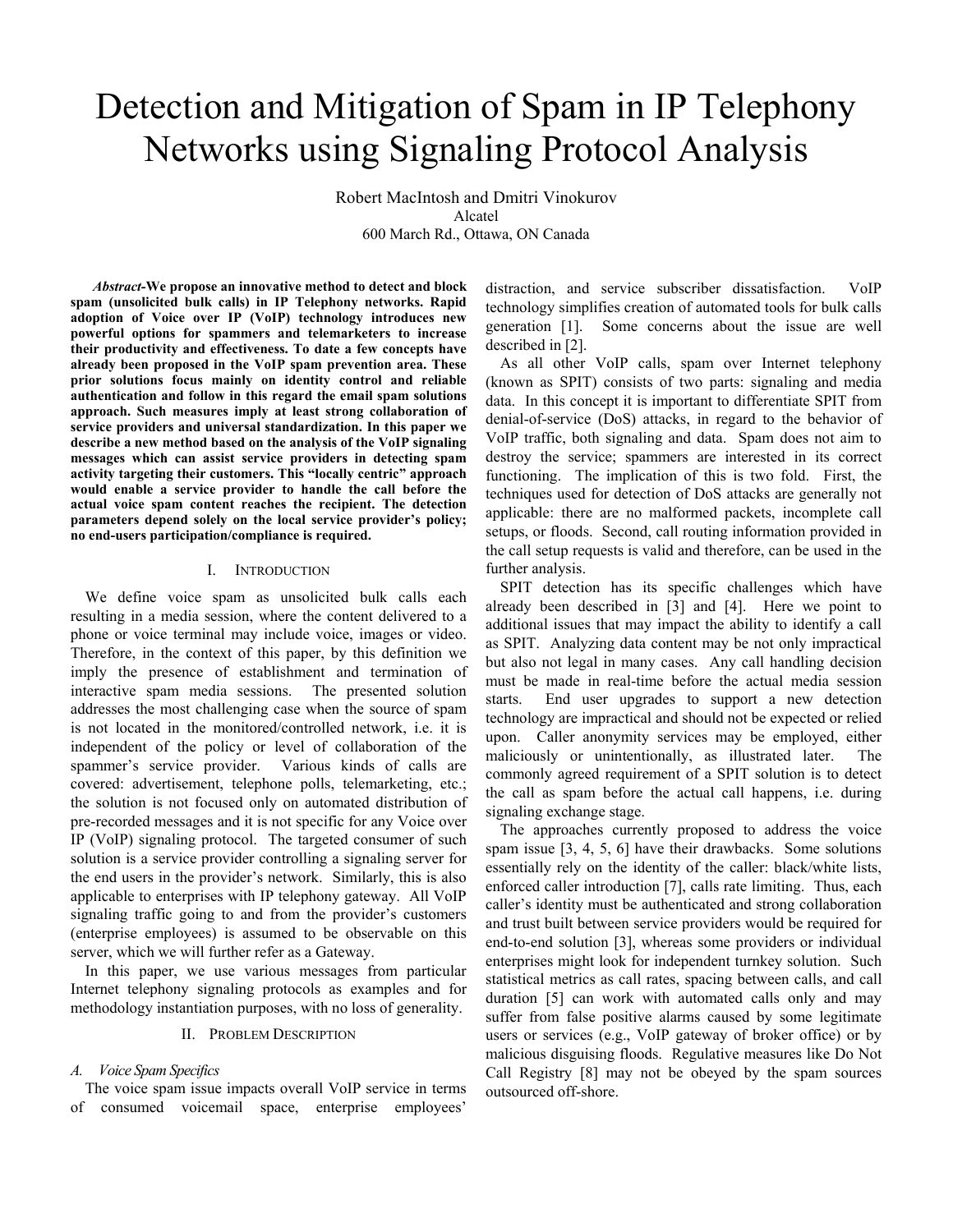# Detection and Mitigation of Spam in IP Telephony Networks using Signaling Protocol Analysis

Robert MacIntosh and Dmitri Vinokurov
Alcatel
600 March Rd., Ottawa, ON Canada

***Abstract*-We propose an innovative method to detect and block spam (unsolicited bulk calls) in IP Telephony networks. Rapid adoption of Voice over IP (VoIP) technology introduces new powerful options for spammers and telemarketers to increase their productivity and effectiveness. To date a few concepts have already been proposed in the VoIP spam prevention area. These prior solutions focus mainly on identity control and reliable authentication and follow in this regard the email spam solutions approach. Such measures imply at least strong collaboration of service providers and universal standardization. In this paper we describe a new method based on the analysis of the VoIP signaling messages which can assist service providers in detecting spam activity targeting their customers. This "locally centric" approach would enable a service provider to handle the call before the actual voice spam content reaches the recipient. The detection parameters depend solely on the local service provider's policy; no end-users participation/compliance is required.**

## I. Introduction

We define voice spam as unsolicited bulk calls each resulting in a media session, where the content delivered to a phone or voice terminal may include voice, images or video. Therefore, in the context of this paper, by this definition we imply the presence of establishment and termination of interactive spam media sessions. The presented solution addresses the most challenging case when the source of spam is not located in the monitored/controlled network, i.e. it is independent of the policy or level of collaboration of the spammer's service provider. Various kinds of calls are covered: advertisement, telephone polls, telemarketing, etc.; the solution is not focused only on automated distribution of pre-recorded messages and it is not specific for any Voice over IP (VoIP) signaling protocol. The targeted consumer of such solution is a service provider controlling a signaling server for the end users in the provider's network. Similarly, this is also applicable to enterprises with IP telephony gateway. All VoIP signaling traffic going to and from the provider's customers (enterprise employees) is assumed to be observable on this server, which we will further refer as a Gateway.

In this paper, we use various messages from particular Internet telephony signaling protocols as examples and for methodology instantiation purposes, with no loss of generality.

## II. Problem Description

### *A. Voice Spam Specifics*

The voice spam issue impacts overall VoIP service in terms of consumed voicemail space, enterprise employees' distraction, and service subscriber dissatisfaction. VoIP technology simplifies creation of automated tools for bulk calls generation [1]. Some concerns about the issue are well described in [2].

As all other VoIP calls, spam over Internet telephony (known as SPIT) consists of two parts: signaling and media data. In this concept it is important to differentiate SPIT from denial-of-service (DoS) attacks, in regard to the behavior of VoIP traffic, both signaling and data. Spam does not aim to destroy the service; spammers are interested in its correct functioning. The implication of this is two fold. First, the techniques used for detection of DoS attacks are generally not applicable: there are no malformed packets, incomplete call setups, or floods. Second, call routing information provided in the call setup requests is valid and therefore, can be used in the further analysis.

SPIT detection has its specific challenges which have already been described in [3] and [4]. Here we point to additional issues that may impact the ability to identify a call as SPIT. Analyzing data content may be not only impractical but also not legal in many cases. Any call handling decision must be made in real-time before the actual media session starts. End user upgrades to support a new detection technology are impractical and should not be expected or relied upon. Caller anonymity services may be employed, either maliciously or unintentionally, as illustrated later. The commonly agreed requirement of a SPIT solution is to detect the call as spam before the actual call happens, i.e. during signaling exchange stage.

The approaches currently proposed to address the voice spam issue [3, 4, 5, 6] have their drawbacks. Some solutions essentially rely on the identity of the caller: black/white lists, enforced caller introduction [7], calls rate limiting. Thus, each caller's identity must be authenticated and strong collaboration and trust built between service providers would be required for end-to-end solution [3], whereas some providers or individual enterprises might look for independent turnkey solution. Such statistical metrics as call rates, spacing between calls, and call duration [5] can work with automated calls only and may suffer from false positive alarms caused by some legitimate users or services (e.g., VoIP gateway of broker office) or by malicious disguising floods. Regulative measures like Do Not Call Registry [8] may not be obeyed by the spam sources outsourced off-shore.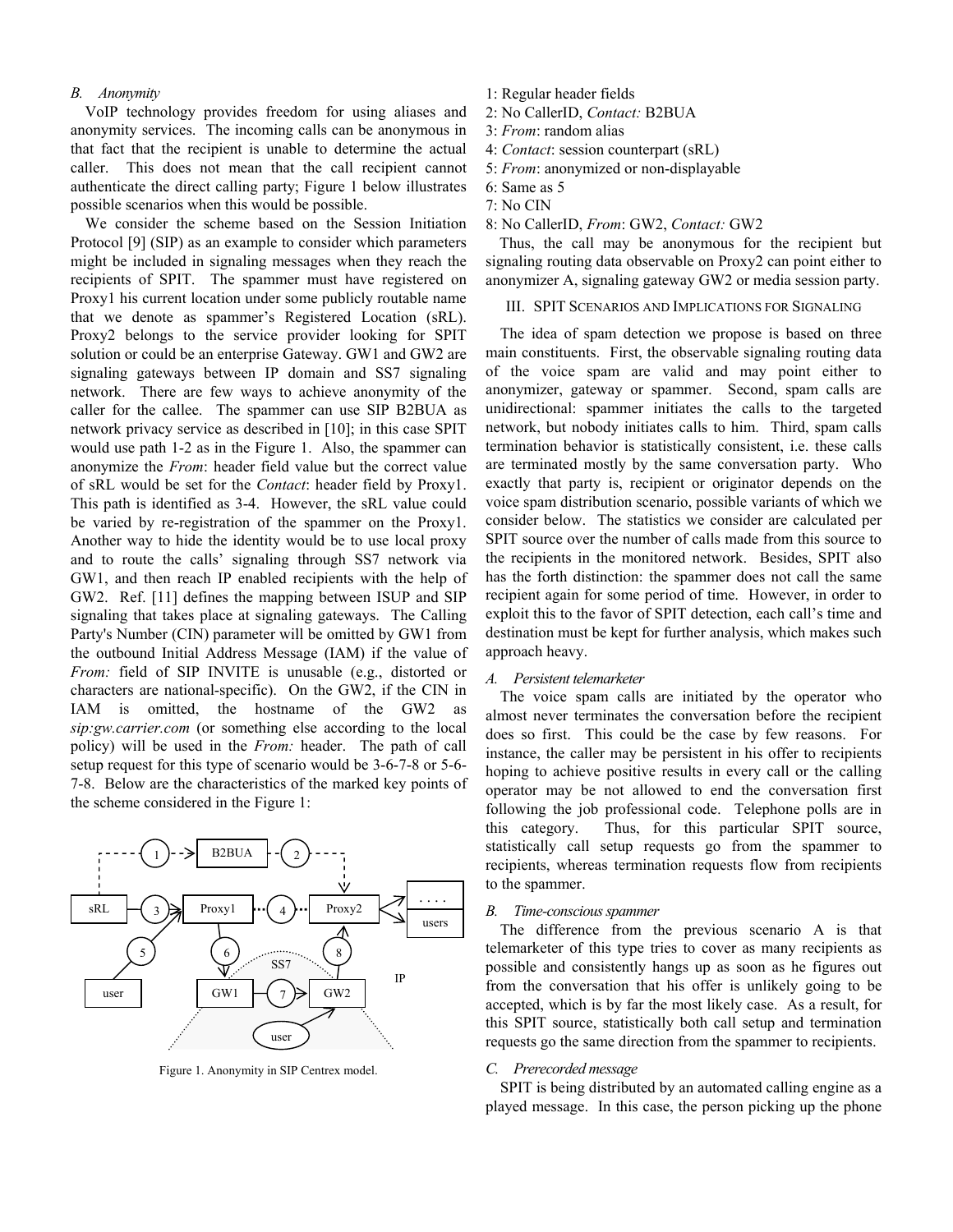### B. *Anonymity*

VoIP technology provides freedom for using aliases and anonymity services. The incoming calls can be anonymous in that fact that the recipient is unable to determine the actual caller. This does not mean that the call recipient cannot authenticate the direct calling party; Figure 1 below illustrates possible scenarios when this would be possible.

We consider the scheme based on the Session Initiation Protocol [9] (SIP) as an example to consider which parameters might be included in signaling messages when they reach the recipients of SPIT. The spammer must have registered on Proxy1 his current location under some publicly routable name that we denote as spammer's Registered Location (sRL). Proxy2 belongs to the service provider looking for SPIT solution or could be an enterprise Gateway. GW1 and GW2 are signaling gateways between IP domain and SS7 signaling network. There are few ways to achieve anonymity of the caller for the callee. The spammer can use SIP B2BUA as network privacy service as described in [10]; in this case SPIT would use path 1-2 as in the Figure 1. Also, the spammer can anonymize the *From*: header field value but the correct value of sRL would be set for the *Contact*: header field by Proxy1. This path is identified as 3-4. However, the sRL value could be varied by re-registration of the spammer on the Proxy1. Another way to hide the identity would be to use local proxy and to route the calls' signaling through SS7 network via GW1, and then reach IP enabled recipients with the help of GW2. Ref. [11] defines the mapping between ISUP and SIP signaling that takes place at signaling gateways. The Calling Party's Number (CIN) parameter will be omitted by GW1 from the outbound Initial Address Message (IAM) if the value of *From:* field of SIP INVITE is unusable (e.g., distorted or characters are national-specific). On the GW2, if the CIN in IAM is omitted, the hostname of the GW2 as *sip:gw.carrier.com* (or something else according to the local policy) will be used in the *From:* header. The path of call setup request for this type of scenario would be 3-6-7-8 or 5-6-7-8. Below are the characteristics of the marked key points of the scheme considered in the Figure 1:

1
B2BUA
2
sRL
3
Proxy1
4
Proxy2
. . . .
users
5
6
8
SS7
IP
user
GW1
7
GW2
user

Figure 1. Anonymity in SIP Centrex model.

1: Regular header fields
2: No CallerID, *Contact:* B2BUA
3: *From*: random alias
4: *Contact*: session counterpart (sRL)
5: *From*: anonymized or non-displayable
6: Same as 5
7: No CIN
8: No CallerID, *From*: GW2, *Contact:* GW2

Thus, the call may be anonymous for the recipient but signaling routing data observable on Proxy2 can point either to anonymizer A, signaling gateway GW2 or media session party.

## III. SPIT Scenarios and Implications for Signaling

The idea of spam detection we propose is based on three main constituents. First, the observable signaling routing data of the voice spam are valid and may point either to anonymizer, gateway or spammer. Second, spam calls are unidirectional: spammer initiates the calls to the targeted network, but nobody initiates calls to him. Third, spam calls termination behavior is statistically consistent, i.e. these calls are terminated mostly by the same conversation party. Who exactly that party is, recipient or originator depends on the voice spam distribution scenario, possible variants of which we consider below. The statistics we consider are calculated per SPIT source over the number of calls made from this source to the recipients in the monitored network. Besides, SPIT also has the forth distinction: the spammer does not call the same recipient again for some period of time. However, in order to exploit this to the favor of SPIT detection, each call's time and destination must be kept for further analysis, which makes such approach heavy.

### A. *Persistent telemarketer*

The voice spam calls are initiated by the operator who almost never terminates the conversation before the recipient does so first. This could be the case by few reasons. For instance, the caller may be persistent in his offer to recipients hoping to achieve positive results in every call or the calling operator may be not allowed to end the conversation first following the job professional code. Telephone polls are in this category. Thus, for this particular SPIT source, statistically call setup requests go from the spammer to recipients, whereas termination requests flow from recipients to the spammer.

### B. *Time-conscious spammer*

The difference from the previous scenario A is that telemarketer of this type tries to cover as many recipients as possible and consistently hangs up as soon as he figures out from the conversation that his offer is unlikely going to be accepted, which is by far the most likely case. As a result, for this SPIT source, statistically both call setup and termination requests go the same direction from the spammer to recipients.

### C. *Prerecorded message*

SPIT is being distributed by an automated calling engine as a played message. In this case, the person picking up the phone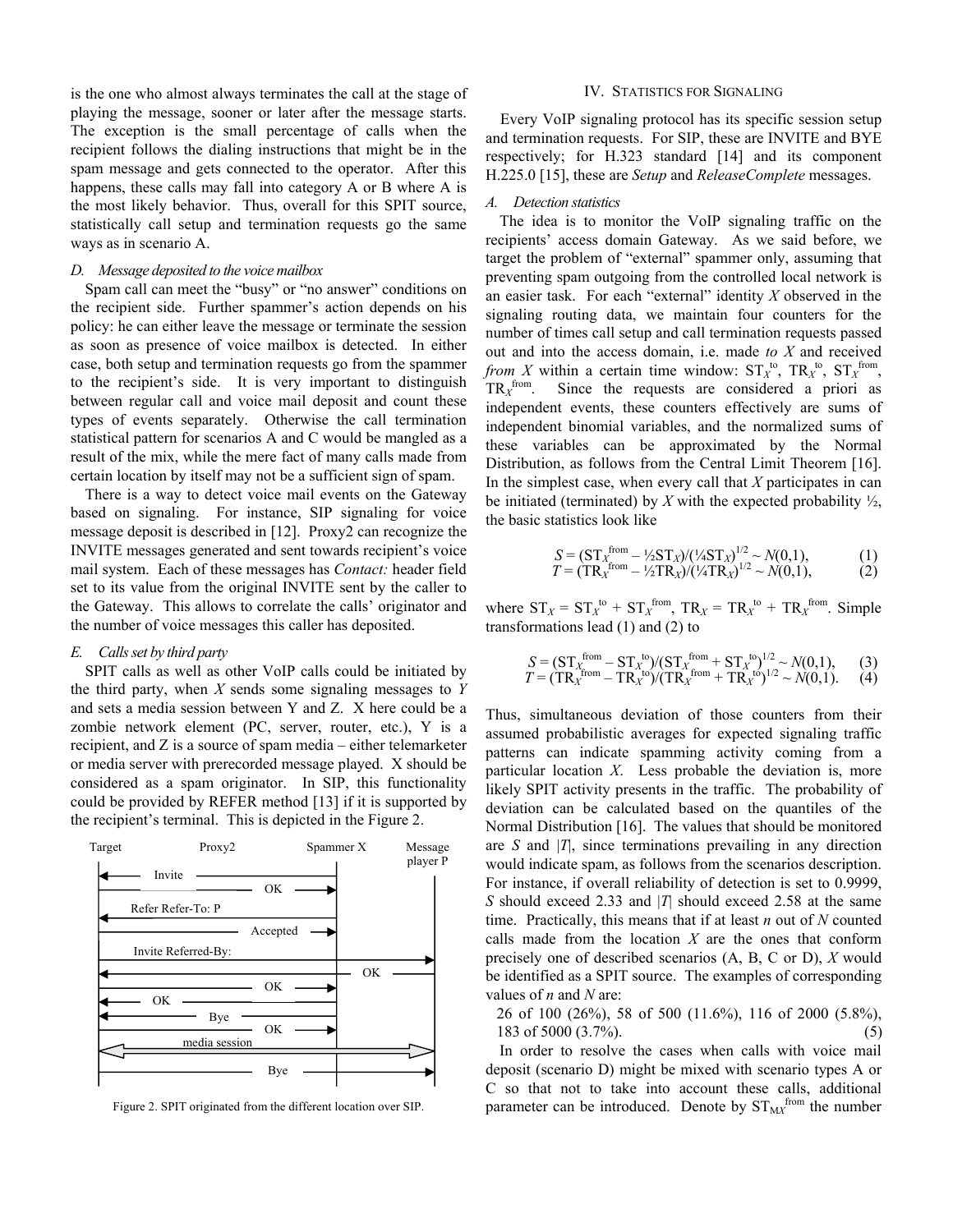is the one who almost always terminates the call at the stage of playing the message, sooner or later after the message starts. The exception is the small percentage of calls when the recipient follows the dialing instructions that might be in the spam message and gets connected to the operator. After this happens, these calls may fall into category A or B where A is the most likely behavior. Thus, overall for this SPIT source, statistically call setup and termination requests go the same ways as in scenario A.

### *D. Message deposited to the voice mailbox*

Spam call can meet the "busy" or "no answer" conditions on the recipient side. Further spammer's action depends on his policy: he can either leave the message or terminate the session as soon as presence of voice mailbox is detected. In either case, both setup and termination requests go from the spammer to the recipient's side. It is very important to distinguish between regular call and voice mail deposit and count these types of events separately. Otherwise the call termination statistical pattern for scenarios A and C would be mangled as a result of the mix, while the mere fact of many calls made from certain location by itself may not be a sufficient sign of spam.

There is a way to detect voice mail events on the Gateway based on signaling. For instance, SIP signaling for voice message deposit is described in [12]. Proxy2 can recognize the INVITE messages generated and sent towards recipient's voice mail system. Each of these messages has *Contact:* header field set to its value from the original INVITE sent by the caller to the Gateway. This allows to correlate the calls' originator and the number of voice messages this caller has deposited.

### *E. Calls set by third party*

SPIT calls as well as other VoIP calls could be initiated by the third party, when *X* sends some signaling messages to *Y* and sets a media session between Y and Z. X here could be a zombie network element (PC, server, router, etc.), Y is a recipient, and Z is a source of spam media – either telemarketer or media server with prerecorded message played. X should be considered as a spam originator. In SIP, this functionality could be provided by REFER method [13] if it is supported by the recipient's terminal. This is depicted in the Figure 2.

Figure 2. SPIT originated from the different location over SIP.

## IV. Statistics for Signaling

Every VoIP signaling protocol has its specific session setup and termination requests. For SIP, these are INVITE and BYE respectively; for H.323 standard [14] and its component H.225.0 [15], these are *Setup* and *ReleaseComplete* messages.

### *A. Detection statistics*

The idea is to monitor the VoIP signaling traffic on the recipients' access domain Gateway. As we said before, we target the problem of "external" spammer only, assuming that preventing spam outgoing from the controlled local network is an easier task. For each "external" identity *X* observed in the signaling routing data, we maintain four counters for the number of times call setup and call termination requests passed out and into the access domain, i.e. made *to X* and received *from X* within a certain time window: $ST_X^{to}$, $TR_X^{to}$, $ST_X^{from}$, $TR_X^{from}$. Since the requests are considered a priori as independent events, these counters effectively are sums of independent binomial variables, and the normalized sums of these variables can be approximated by the Normal Distribution, as follows from the Central Limit Theorem [16]. In the simplest case, when every call that *X* participates in can be initiated (terminated) by *X* with the expected probability ½, the basic statistics look like

$$S = (ST_X^{from} - \tfrac{1}{2}ST_X)/(\tfrac{1}{4}ST_X)^{1/2} \sim N(0,1), \qquad (1)$$

$$T = (TR_X^{from} - \tfrac{1}{2}TR_X)/(\tfrac{1}{4}TR_X)^{1/2} \sim N(0,1), \qquad (2)$$

where $ST_X = ST_X^{to} + ST_X^{from}$, $TR_X = TR_X^{to} + TR_X^{from}$. Simple transformations lead (1) and (2) to

$$S = (ST_X^{from} - ST_X^{to})/(ST_X^{from} + ST_X^{to})^{1/2} \sim N(0,1), \qquad (3)$$

$$T = (TR_X^{from} - TR_X^{to})/(TR_X^{from} + TR_X^{to})^{1/2} \sim N(0,1). \qquad (4)$$

Thus, simultaneous deviation of those counters from their assumed probabilistic averages for expected signaling traffic patterns can indicate spamming activity coming from a particular location *X*. Less probable the deviation is, more likely SPIT activity presents in the traffic. The probability of deviation can be calculated based on the quantiles of the Normal Distribution [16]. The values that should be monitored are *S* and |*T*|, since terminations prevailing in any direction would indicate spam, as follows from the scenarios description. For instance, if overall reliability of detection is set to 0.9999, *S* should exceed 2.33 and |*T*| should exceed 2.58 at the same time. Practically, this means that if at least *n* out of *N* counted calls made from the location *X* are the ones that conform precisely one of described scenarios (A, B, C or D), *X* would be identified as a SPIT source. The examples of corresponding values of *n* and *N* are:

26 of 100 (26%), 58 of 500 (11.6%), 116 of 2000 (5.8%), 183 of 5000 (3.7%). (5)

In order to resolve the cases when calls with voice mail deposit (scenario D) might be mixed with scenario types A or C so that not to take into account these calls, additional parameter can be introduced. Denote by $ST_{MX}^{from}$ the number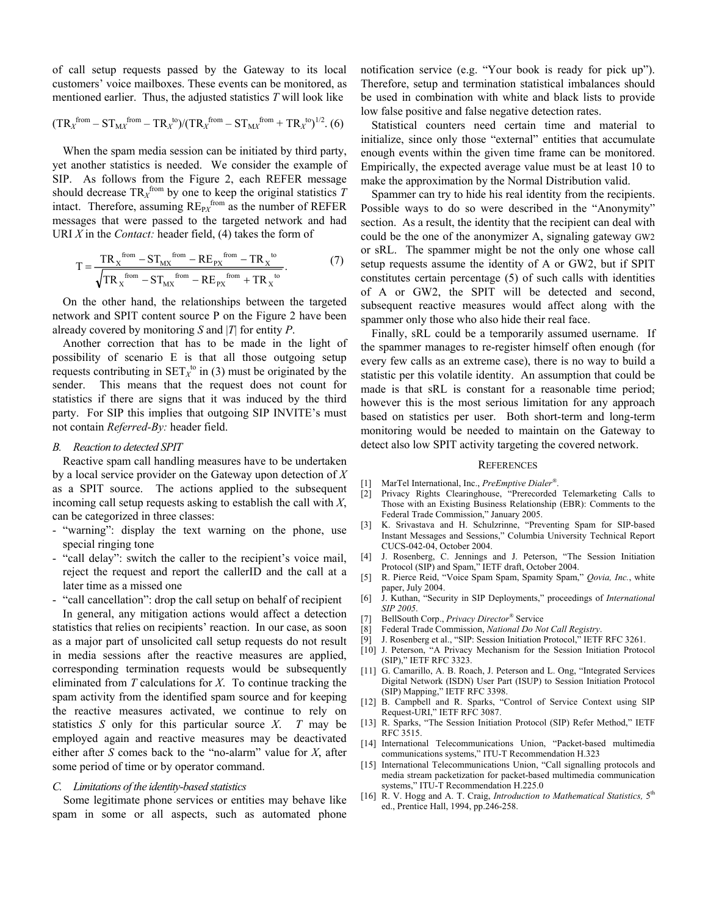of call setup requests passed by the Gateway to its local customers' voice mailboxes. These events can be monitored, as mentioned earlier. Thus, the adjusted statistics *T* will look like

$$(TR_X^{from} - ST_{MX}^{from} - TR_X^{to})/(TR_X^{from} - ST_{MX}^{from} + TR_X^{to})^{1/2}. \quad (6)$$

When the spam media session can be initiated by third party, yet another statistics is needed. We consider the example of SIP. As follows from the Figure 2, each REFER message should decrease $TR_X^{from}$ by one to keep the original statistics *T* intact. Therefore, assuming $RE_{PX}^{from}$ as the number of REFER messages that were passed to the targeted network and had URI *X* in the *Contact:* header field, (4) takes the form of

$$T = \frac{TR_X^{from} - ST_{MX}^{from} - RE_{PX}^{from} - TR_X^{to}}{\sqrt{TR_X^{from} - ST_{MX}^{from} - RE_{PX}^{from} + TR_X^{to}}}. \quad (7)$$

On the other hand, the relationships between the targeted network and SPIT content source P on the Figure 2 have been already covered by monitoring *S* and |*T*| for entity *P*.

Another correction that has to be made in the light of possibility of scenario E is that all those outgoing setup requests contributing in $SET_X^{to}$ in (3) must be originated by the sender. This means that the request does not count for statistics if there are signs that it was induced by the third party. For SIP this implies that outgoing SIP INVITE's must not contain *Referred-By:* header field.

### *B. Reaction to detected SPIT*

Reactive spam call handling measures have to be undertaken by a local service provider on the Gateway upon detection of *X* as a SPIT source. The actions applied to the subsequent incoming call setup requests asking to establish the call with *X*, can be categorized in three classes:

- "warning": display the text warning on the phone, use special ringing tone
- "call delay": switch the caller to the recipient's voice mail, reject the request and report the callerID and the call at a later time as a missed one
- "call cancellation": drop the call setup on behalf of recipient

In general, any mitigation actions would affect a detection statistics that relies on recipients' reaction. In our case, as soon as a major part of unsolicited call setup requests do not result in media sessions after the reactive measures are applied, corresponding termination requests would be subsequently eliminated from *T* calculations for *X*. To continue tracking the spam activity from the identified spam source and for keeping the reactive measures activated, we continue to rely on statistics *S* only for this particular source *X*. *T* may be employed again and reactive measures may be deactivated either after *S* comes back to the "no-alarm" value for *X*, after some period of time or by operator command.

### *C. Limitations of the identity-based statistics*

Some legitimate phone services or entities may behave like spam in some or all aspects, such as automated phone notification service (e.g. "Your book is ready for pick up"). Therefore, setup and termination statistical imbalances should be used in combination with white and black lists to provide low false positive and false negative detection rates.

Statistical counters need certain time and material to initialize, since only those "external" entities that accumulate enough events within the given time frame can be monitored. Empirically, the expected average value must be at least 10 to make the approximation by the Normal Distribution valid.

Spammer can try to hide his real identity from the recipients. Possible ways to do so were described in the "Anonymity" section. As a result, the identity that the recipient can deal with could be the one of the anonymizer A, signaling gateway GW2 or sRL. The spammer might be not the only one whose call setup requests assume the identity of A or GW2, but if SPIT constitutes certain percentage (5) of such calls with identities of A or GW2, the SPIT will be detected and second, subsequent reactive measures would affect along with the spammer only those who also hide their real face.

Finally, sRL could be a temporarily assumed username. If the spammer manages to re-register himself often enough (for every few calls as an extreme case), there is no way to build a statistic per this volatile identity. An assumption that could be made is that sRL is constant for a reasonable time period; however this is the most serious limitation for any approach based on statistics per user. Both short-term and long-term monitoring would be needed to maintain on the Gateway to detect also low SPIT activity targeting the covered network.

## References

[1] MarTel International, Inc., *PreEmptive Dialer®*.
[2] Privacy Rights Clearinghouse, "Prerecorded Telemarketing Calls to Those with an Existing Business Relationship (EBR): Comments to the Federal Trade Commission," January 2005.
[3] K. Srivastava and H. Schulzrinne, "Preventing Spam for SIP-based Instant Messages and Sessions," Columbia University Technical Report CUCS-042-04, October 2004.
[4] J. Rosenberg, C. Jennings and J. Peterson, "The Session Initiation Protocol (SIP) and Spam," IETF draft, October 2004.
[5] R. Pierce Reid, "Voice Spam Spam, Spamity Spam," *Qovia, Inc.*, white paper, July 2004.
[6] J. Kuthan, "Security in SIP Deployments," proceedings of *International SIP 2005*.
[7] BellSouth Corp., *Privacy Director®* Service
[8] Federal Trade Commission, *National Do Not Call Registry*.
[9] J. Rosenberg et al., "SIP: Session Initiation Protocol," IETF RFC 3261.
[10] J. Peterson, "A Privacy Mechanism for the Session Initiation Protocol (SIP)," IETF RFC 3323.
[11] G. Camarillo, A. B. Roach, J. Peterson and L. Ong, "Integrated Services Digital Network (ISDN) User Part (ISUP) to Session Initiation Protocol (SIP) Mapping," IETF RFC 3398.
[12] B. Campbell and R. Sparks, "Control of Service Context using SIP Request-URI," IETF RFC 3087.
[13] R. Sparks, "The Session Initiation Protocol (SIP) Refer Method," IETF RFC 3515.
[14] International Telecommunications Union, "Packet-based multimedia communications systems," ITU-T Recommendation H.323
[15] International Telecommunications Union, "Call signalling protocols and media stream packetization for packet-based multimedia communication systems," ITU-T Recommendation H.225.0
[16] R. V. Hogg and A. T. Craig, *Introduction to Mathematical Statistics,* 5th ed., Prentice Hall, 1994, pp.246-258.